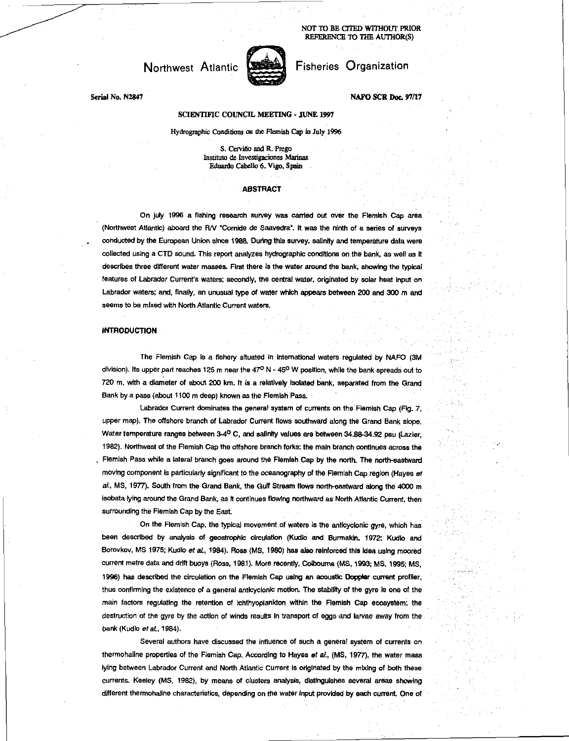NOT TO BE CITED WITHOUT PRIOR REFERENCE TO THE AUTHOR(S)

# Northwest Atlantic Fisheries Organization

Serial No. N2847

NAFO SCR Doc. 97/17

## SCIENTIFIC COUNCIL MEETING - JUNE 1997

Hydrographic Conditions on the Flemish Cap in July 1996

S. Cerviño and R. Prego
Instituto de Investigaciones Marinas
Eduardo Cabello 6, Vigo, Spain

## ABSTRACT

On july 1996 a fishing research survey was carried out over the Flemish Cap area (Northwest Atlantic) aboard the R/V "Cornide de Saavedra". It was the ninth of a series of surveys conducted by the European Union since 1988. During this survey, salinity and temperature data were collected using a CTD sound. This report analyzes hydrographic conditions on the bank, as well as it describes three different water masses. First there is the water around the bank, showing the typical features of Labrador Current's waters; secondly, the central water, originated by solar heat input on Labrador waters; and, finally, an unusual type of water which appears between 200 and 300 m and seems to be mixed with North Atlantic Current waters.

## INTRODUCTION

The Flemish Cap is a fishery situated in international waters regulated by NAFO (3M division). Its upper part reaches 125 m near the 47° N - 45° W position, while the bank spreads out to 720 m, with a diameter of about 200 km. It is a relatively isolated bank, separated from the Grand Bank by a pass (about 1100 m deep) known as the Flemish Pass.

Labrador Current dominates the general system of currents on the Flemish Cap (Fig. 7, upper map). The offshore branch of Labrador Current flows southward along the Grand Bank slope. Water temperature ranges between 3-4° C, and salinity values are between 34.88-34.92 psu (Lazier, 1982). Northwest of the Flemish Cap the offshore branch forks: the main branch continues across the Flemish Pass while a lateral branch goes around the Flemish Cap by the north. The north-eastward moving component is particularly significant to the oceanography of the Flemish Cap region (Hayes *et al.*, MS, 1977). South from the Grand Bank, the Gulf Stream flows north-eastward along the 4000 m isobata lying around the Grand Bank, as it continues flowing northward as North Atlantic Current, then surrounding the Flemish Cap by the East.

On the Flemish Cap, the typical movement of waters is the anticyclonic gyre, which has been described by analysis of geostrophic circulation (Kudlo and Burmakin, 1972; Kudlo and Borovkov, MS 1975; Kudlo *et al.*, 1984). Ross (MS, 1980) has also reinforced this idea using moored current metre data and drift buoys (Ross, 1981). More recently, Colbourne (MS, 1993; MS, 1995; MS, 1996) has described the circulation on the Flemish Cap using an acoustic Doppler current profiler, thus confirming the existence of a general anticyclonic motion. The stability of the gyre is one of the main factors regulating the retention of ichthyoplankton within the Flemish Cap ecosystem; the destruction of the gyre by the action of winds results in transport of eggs and larvae away from the bank (Kudlo *et al.*, 1984).

Several authors have discussed the influence of such a general system of currents on thermohaline properties of the Flemish Cap. According to Hayes *et al.*, (MS, 1977), the water mass lying between Labrador Current and North Atlantic Current is originated by the mixing of both these currents. Keeley (MS, 1982), by means of clusters analysis, distinguishes several areas showing different thermohaline characteristics, depending on the water input provided by each current. One of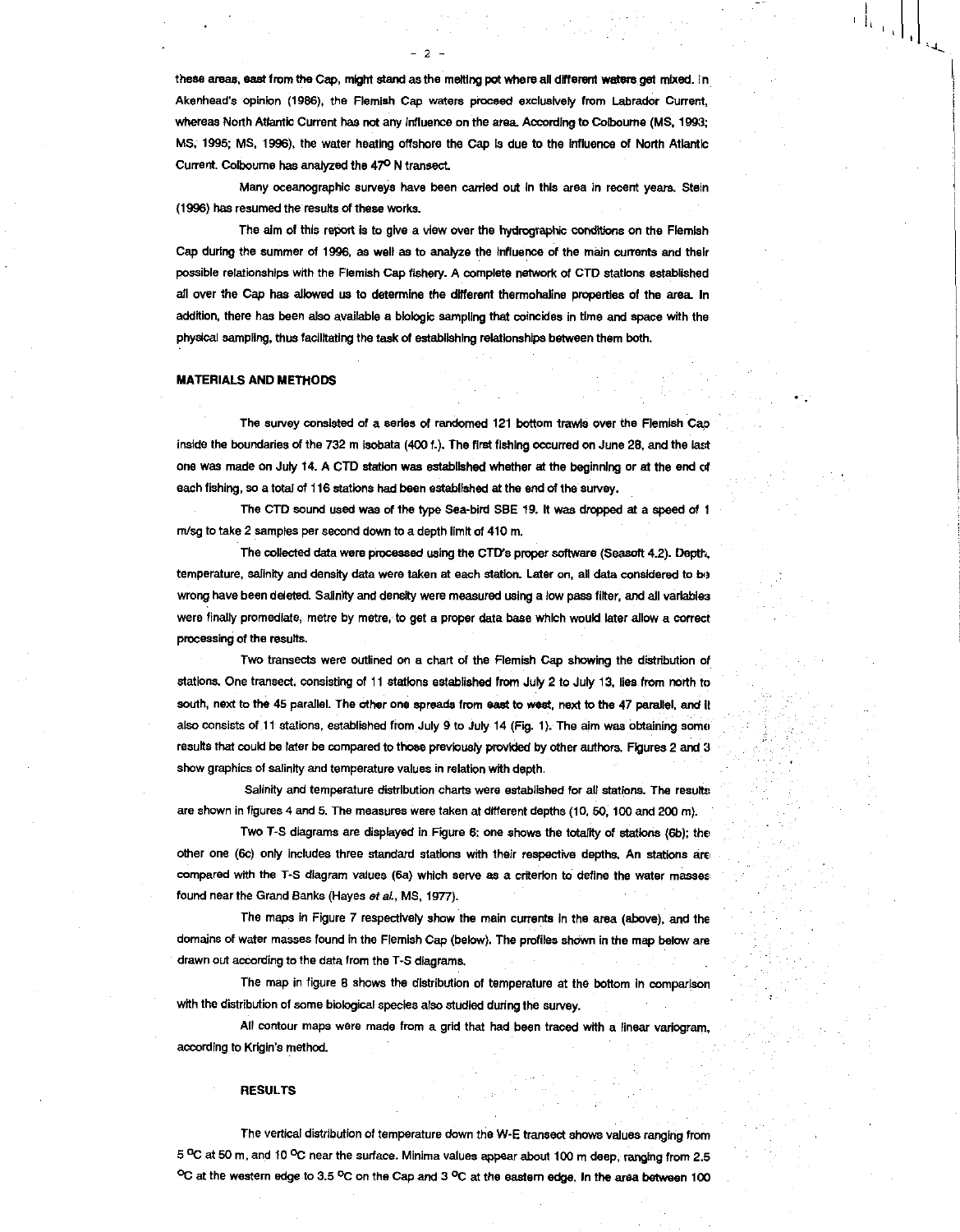these areas, east from the Cap, might stand as the melting pot where all different waters get mixed. In Akenhead's opinion (1986), the Flemish Cap waters proceed exclusively from Labrador Current, whereas North Atlantic Current has not any influence on the area. According to Colbourne (MS, 1993; MS, 1995; MS, 1996), the water heating offshore the Cap is due to the influence of North Atlantic Current. Colbourne has analyzed the 47° N transect.

Many oceanographic surveys have been carried out in this area in recent years. Stein (1996) has resumed the results of these works.

The aim of this report is to give a view over the hydrographic conditions on the Flemish Cap during the summer of 1996, as well as to analyze the influence of the main currents and their possible relationships with the Flemish Cap fishery. A complete network of CTD stations established all over the Cap has allowed us to determine the different thermohaline properties of the area. In addition, there has been also available a biologic sampling that coincides in time and space with the physical sampling, thus facilitating the task of establishing relationships between them both.

## MATERIALS AND METHODS

The survey consisted of a series of randomed 121 bottom trawls over the Flemish Cap inside the boundaries of the 732 m isobata (400 f.). The first fishing occurred on June 28, and the last one was made on July 14. A CTD station was established whether at the beginning or at the end of each fishing, so a total of 116 stations had been established at the end of the survey.

The CTD sound used was of the type Sea-bird SBE 19. It was dropped at a speed of 1 m/sg to take 2 samples per second down to a depth limit of 410 m.

The collected data were processed using the CTD's proper software (Seasoft 4.2). Depth, temperature, salinity and density data were taken at each station. Later on, all data considered to be wrong have been deleted. Salinity and density were measured using a low pass filter, and all variables were finally promediate, metre by metre, to get a proper data base which would later allow a correct processing of the results.

Two transects were outlined on a chart of the Flemish Cap showing the distribution of stations. One transect, consisting of 11 stations established from July 2 to July 13, lies from north to south, next to the 45 parallel. The other one spreads from east to west, next to the 47 parallel, and it also consists of 11 stations, established from July 9 to July 14 (Fig. 1). The aim was obtaining some results that could be later be compared to those previously provided by other authors. Figures 2 and 3 show graphics of salinity and temperature values in relation with depth.

Salinity and temperature distribution charts were established for all stations. The results are shown in figures 4 and 5. The measures were taken at different depths (10, 50, 100 and 200 m).

Two T-S diagrams are displayed in Figure 6: one shows the totality of stations (6b); the other one (6c) only includes three standard stations with their respective depths. An stations are compared with the T-S diagram values (6a) which serve as a criterion to define the water masses found near the Grand Banks (Hayes *et al.*, MS, 1977).

The maps in Figure 7 respectively show the main currents in the area (above), and the domains of water masses found in the Flemish Cap (below). The profiles shown in the map below are drawn out according to the data from the T-S diagrams.

The map in figure 8 shows the distribution of temperature at the bottom in comparison with the distribution of some biological species also studied during the survey.

All contour maps were made from a grid that had been traced with a linear variogram, according to Krigin's method.

## RESULTS

The vertical distribution of temperature down the W-E transect shows values ranging from 5 °C at 50 m, and 10 °C near the surface. Minima values appear about 100 m deep, ranging from 2.5 °C at the western edge to 3.5 °C on the Cap and 3 °C at the eastern edge. In the area between 100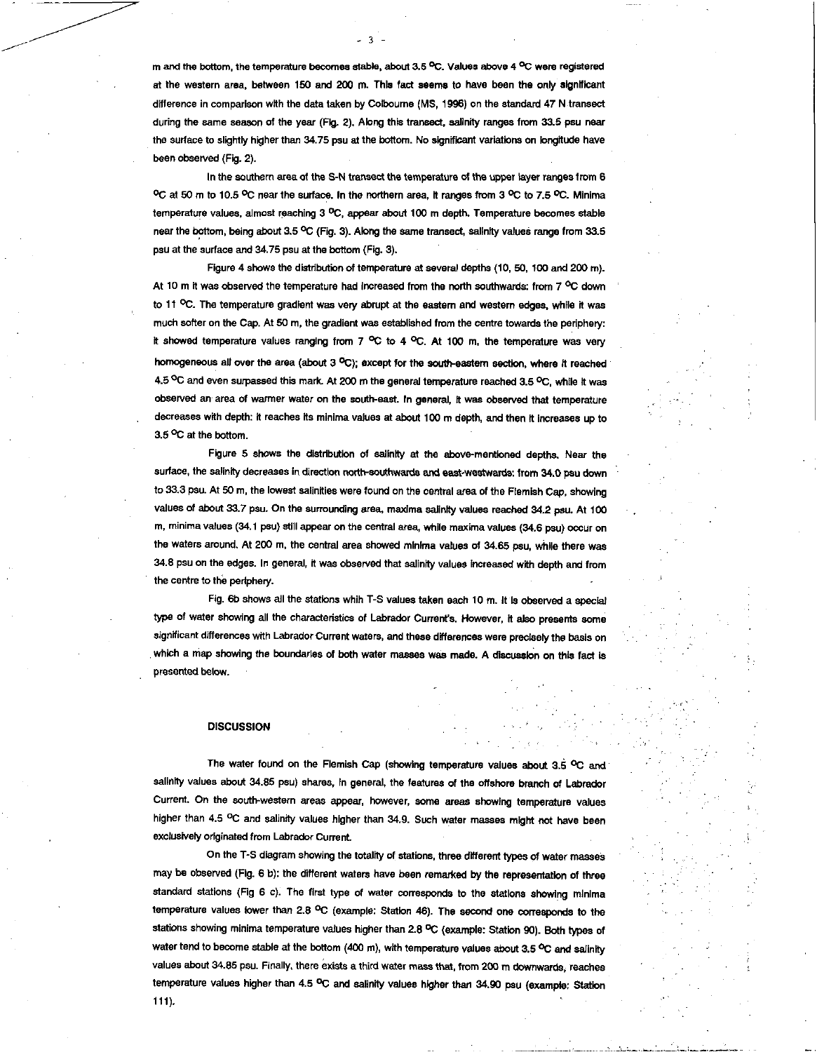m and the bottom, the temperature becomes stable, about 3.5 ºC. Values above 4 ºC were registered at the western area, between 150 and 200 m. This fact seems to have been the only significant difference in comparison with the data taken by Colbourne (MS, 1996) on the standard 47 N transect during the same season of the year (Fig. 2). Along this transect, salinity ranges from 33.5 psu near the surface to slightly higher than 34.75 psu at the bottom. No significant variations on longitude have been observed (Fig. 2).

In the southern area of the S-N transect the temperature of the upper layer ranges from 6 ºC at 50 m to 10.5 ºC near the surface. In the northern area, it ranges from 3 ºC to 7.5 ºC. Minima temperature values, almost reaching 3 ºC, appear about 100 m depth. Temperature becomes stable near the bottom, being about 3.5 ºC (Fig. 3). Along the same transect, salinity values range from 33.5 psu at the surface and 34.75 psu at the bottom (Fig. 3).

Figure 4 shows the distribution of temperature at several depths (10, 50, 100 and 200 m). At 10 m it was observed the temperature had increased from the north southwards: from 7 ºC down to 11 ºC. The temperature gradient was very abrupt at the eastern and western edges, while it was much softer on the Cap. At 50 m, the gradient was established from the centre towards the periphery: it showed temperature values ranging from 7 ºC to 4 ºC. At 100 m, the temperature was very homogeneous all over the area (about 3 ºC); except for the south-eastern section, where it reached 4.5 ºC and even surpassed this mark. At 200 m the general temperature reached 3.5 ºC, while it was observed an area of warmer water on the south-east. In general, it was observed that temperature decreases with depth: it reaches its minima values at about 100 m depth, and then it increases up to 3.5 ºC at the bottom.

Figure 5 shows the distribution of salinity at the above-mentioned depths. Near the surface, the salinity decreases in direction north-southwards and east-westwards: from 34.0 psu down to 33.3 psu. At 50 m, the lowest salinities were found on the central area of the Flemish Cap, showing values of about 33.7 psu. On the surrounding area, maxima salinity values reached 34.2 psu. At 100 m, minima values (34.1 psu) still appear on the central area, while maxima values (34.6 psu) occur on the waters around. At 200 m, the central area showed minima values of 34.65 psu, while there was 34.8 psu on the edges. In general, it was observed that salinity values increased with depth and from the centre to the periphery.

Fig. 6b shows all the stations whih T-S values taken each 10 m. It is observed a special type of water showing all the characteristics of Labrador Current's. However, it also presents some significant differences with Labrador Current waters, and these differences were precisely the basis on which a map showing the boundaries of both water masses was made. A discussion on this fact is presented below.

## DISCUSSION

The water found on the Flemish Cap (showing temperature values about 3.5 ºC and salinity values about 34.85 psu) shares, in general, the features of the offshore branch of Labrador Current. On the south-western areas appear, however, some areas showing temperature values higher than 4.5 ºC and salinity values higher than 34.9. Such water masses might not have been exclusively originated from Labrador Current.

On the T-S diagram showing the totality of stations, three different types of water masses may be observed (Fig. 6 b): the different waters have been remarked by the representation of three standard stations (Fig 6 c). The first type of water corresponds to the stations showing minima temperature values lower than 2.8 ºC (example: Station 46). The second one corresponds to the stations showing minima temperature values higher than 2.8 ºC (example: Station 90). Both types of water tend to become stable at the bottom (400 m), with temperature values about 3.5 ºC and salinity values about 34.85 psu. Finally, there exists a third water mass that, from 200 m downwards, reaches temperature values higher than 4.5 ºC and salinity values higher than 34.90 psu (example: Station 111).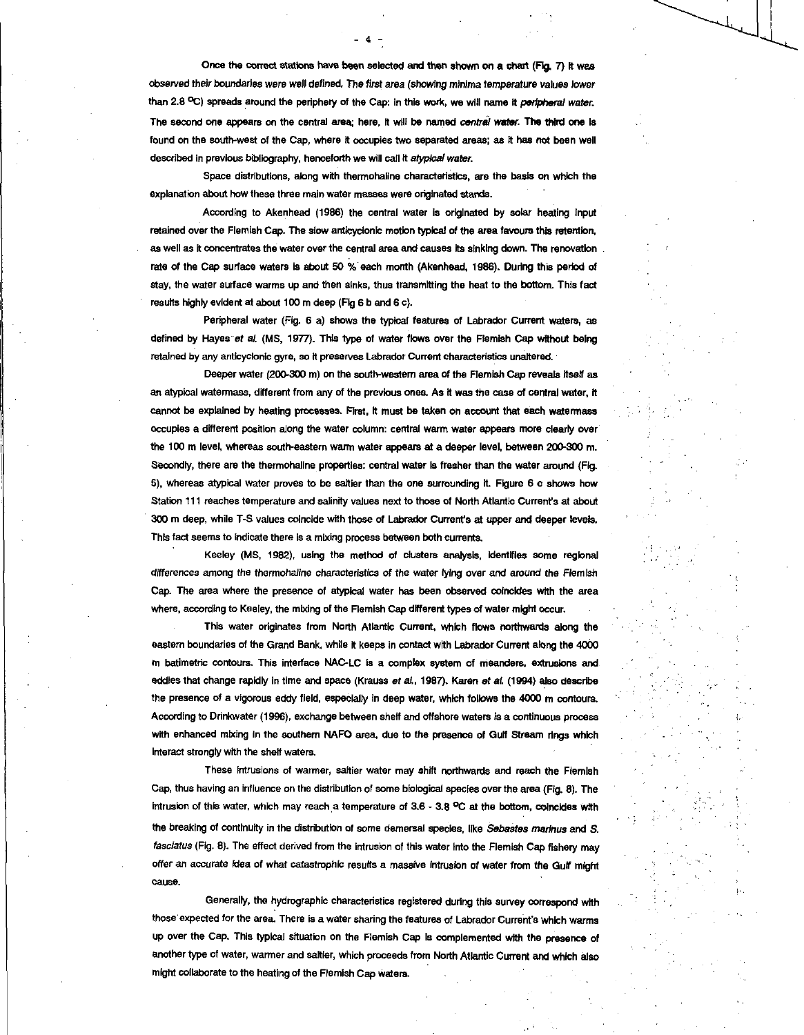Once the correct stations have been selected and then shown on a chart (Fig. 7) it was observed their boundaries were well defined. The first area (showing minima temperature values lower than 2.8 ºC) spreads around the periphery of the Cap: in this work, we will name it *peripheral water*. The second one appears on the central area; here, it will be named *central water*. The third one is found on the south-west of the Cap, where it occupies two separated areas; as it has not been well described in previous bibliography, henceforth we will call it *atypical water*.

Space distributions, along with thermohaline characteristics, are the basis on which the explanation about how these three main water masses were originated stands.

According to Akenhead (1986) the central water is originated by solar heating input retained over the Flemish Cap. The slow anticyclonic motion typical of the area favours this retention, as well as it concentrates the water over the central area and causes its sinking down. The renovation rate of the Cap surface waters is about 50 % each month (Akenhead, 1986). During this period of stay, the water surface warms up and then sinks, thus transmitting the heat to the bottom. This fact results highly evident at about 100 m deep (Fig 6 b and 6 c).

Peripheral water (Fig. 6 a) shows the typical features of Labrador Current waters, as defined by Hayes *et al.* (MS, 1977). This type of water flows over the Flemish Cap without being retained by any anticyclonic gyre, so it preserves Labrador Current characteristics unaltered.

Deeper water (200-300 m) on the south-western area of the Flemish Cap reveals itself as an atypical watermass, different from any of the previous ones. As it was the case of central water, it cannot be explained by heating processes. First, it must be taken on account that each watermass occupies a different position along the water column: central warm water appears more clearly over the 100 m level, whereas south-eastern warm water appears at a deeper level, between 200-300 m. Secondly, there are the thermohaline properties: central water is fresher than the water around (Fig. 5), whereas atypical water proves to be saltier than the one surrounding it. Figure 6 c shows how Station 111 reaches temperature and salinity values next to those of North Atlantic Current's at about 300 m deep, while T-S values coincide with those of Labrador Current's at upper and deeper levels. This fact seems to indicate there is a mixing process between both currents.

Keeley (MS, 1982), using the method of clusters analysis, identifies some regional differences among the thermohaline characteristics of the water lying over and around the Flemish Cap. The area where the presence of atypical water has been observed coincides with the area where, according to Keeley, the mixing of the Flemish Cap different types of water might occur.

This water originates from North Atlantic Current, which flows northwards along the eastern boundaries of the Grand Bank, while it keeps in contact with Labrador Current along the 4000 m batimetric contours. This interface NAC-LC is a complex system of meanders, extrusions and eddies that change rapidly in time and space (Krauss *et al.*, 1987). Karen *et al.* (1994) also describe the presence of a vigorous eddy field, especially in deep water, which follows the 4000 m contours. According to Drinkwater (1996), exchange between shelf and offshore waters is a continuous process with enhanced mixing in the southern NAFO area, due to the presence of Gulf Stream rings which interact strongly with the shelf waters.

These intrusions of warmer, saltier water may shift northwards and reach the Flemish Cap, thus having an influence on the distribution of some biological species over the area (Fig. 8). The intrusion of this water, which may reach a temperature of 3.6 - 3.8 ºC at the bottom, coincides with the breaking of continuity in the distribution of some demersal species, like *Sebastes marinus* and *S. fasciatus* (Fig. 8). The effect derived from the intrusion of this water into the Flemish Cap fishery may offer an accurate idea of what catastrophic results a massive intrusion of water from the Gulf might cause.

Generally, the hydrographic characteristics registered during this survey correspond with those expected for the area. There is a water sharing the features of Labrador Current's which warms up over the Cap. This typical situation on the Flemish Cap is complemented with the presence of another type of water, warmer and saltier, which proceeds from North Atlantic Current and which also might collaborate to the heating of the Flemish Cap waters.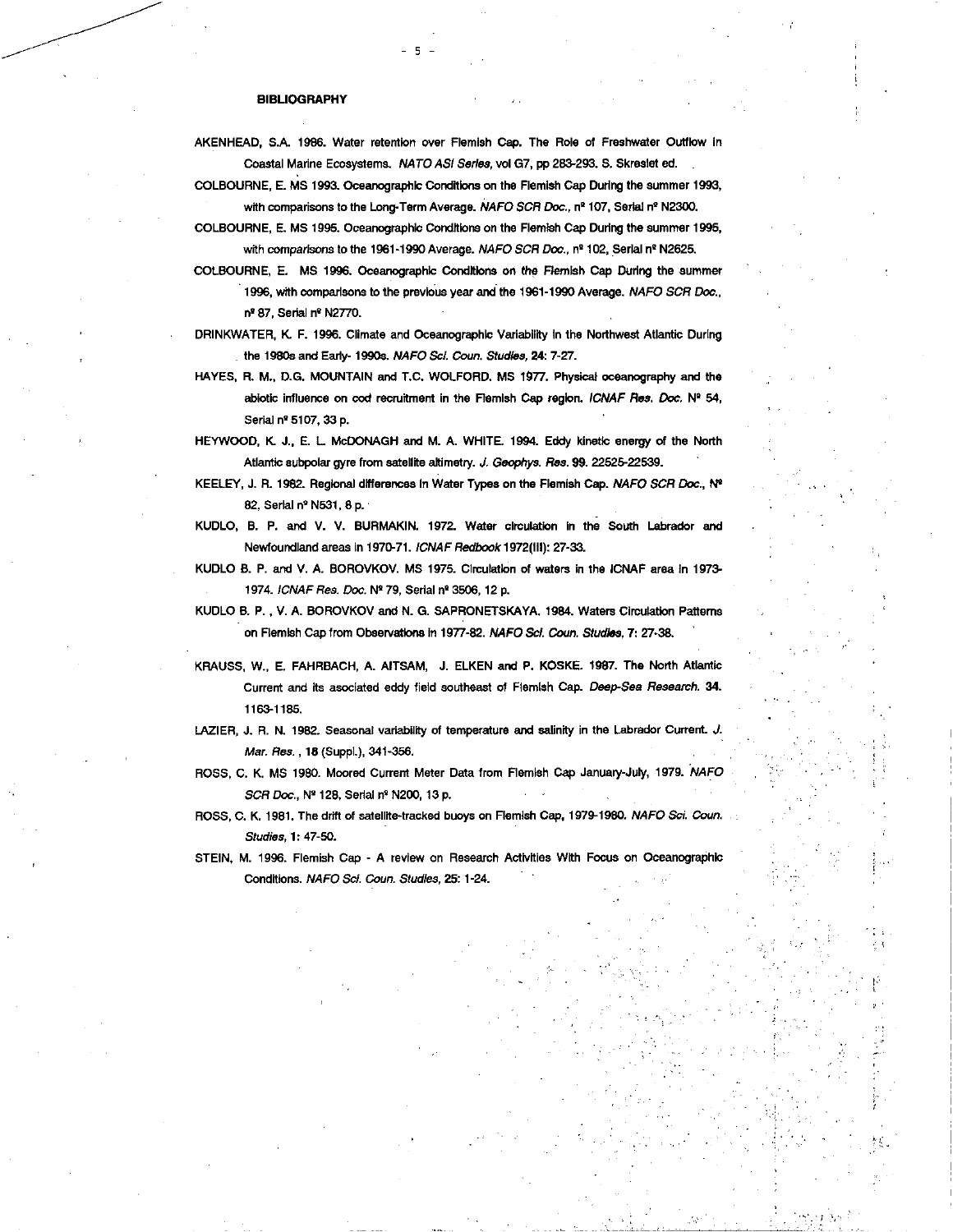**BIBLIOGRAPHY**

AKENHEAD, S.A. 1986. Water retention over Flemish Cap. The Role of Freshwater Outflow in Coastal Marine Ecosystems. *NATO ASI Series*, vol G7, pp 283-293. S. Skreslet ed.

COLBOURNE, E. MS 1993. Oceanographic Conditions on the Flemish Cap During the summer 1993, with comparisons to the Long-Term Average. *NAFO SCR Doc.*, nº 107, Serial nº N2300.

COLBOURNE, E. MS 1995. Oceanographic Conditions on the Flemish Cap During the summer 1995, with comparisons to the 1961-1990 Average. *NAFO SCR Doc.*, nº 102, Serial nº N2625.

COLBOURNE, E. MS 1996. Oceanographic Conditions on the Flemish Cap During the summer 1996, with comparisons to the previous year and the 1961-1990 Average. *NAFO SCR Doc.*, nº 87, Serial nº N2770.

DRINKWATER, K. F. 1996. Climate and Oceanographic Variability in the Northwest Atlantic During the 1980s and Early- 1990s. *NAFO Sci. Coun. Studies*, **24**: 7-27.

HAYES, R. M., D.G. MOUNTAIN and T.C. WOLFORD. MS 1977. Physical oceanography and the abiotic influence on cod recruitment in the Flemish Cap region. *ICNAF Res. Doc.* Nº 54, Serial nº 5107, 33 p.

HEYWOOD, K. J., E. L. McDONAGH and M. A. WHITE. 1994. Eddy kinetic energy of the North Atlantic subpolar gyre from satellite altimetry. *J. Geophys. Res.* **99**. 22525-22539.

KEELEY, J. R. 1982. Regional differences in Water Types on the Flemish Cap. *NAFO SCR Doc.*, Nº 82, Serial nº N531, 8 p.

KUDLO, B. P. and V. V. BURMAKIN. 1972. Water circulation in the South Labrador and Newfoundland areas in 1970-71. *ICNAF Redbook* 1972(III): 27-33.

KUDLO B. P. and V. A. BOROVKOV. MS 1975. Circulation of waters in the ICNAF area in 1973-1974. *ICNAF Res. Doc.* Nº 79, Serial nº 3506, 12 p.

KUDLO B. P. , V. A. BOROVKOV and N. G. SAPRONETSKAYA. 1984. Waters Circulation Patterns on Flemish Cap from Observations in 1977-82. *NAFO Sci. Coun. Studies*, **7**: 27-38.

KRAUSS, W., E. FAHRBACH, A. AITSAM, J. ELKEN and P. KOSKE. 1987. The North Atlantic Current and its associated eddy field southeast of Flemish Cap. *Deep-Sea Research.* **34**. 1163-1185.

LAZIER, J. R. N. 1982. Seasonal variability of temperature and salinity in the Labrador Current. *J. Mar. Res.* , **18** (Suppl.), 341-356.

ROSS, C. K. MS 1980. Moored Current Meter Data from Flemish Cap January-July, 1979. *NAFO SCR Doc.*, Nº 128, Serial nº N200, 13 p.

ROSS, C. K. 1981. The drift of satellite-tracked buoys on Flemish Cap, 1979-1980. *NAFO Sci. Coun. Studies*, **1**: 47-50.

STEIN, M. 1996. Flemish Cap - A review on Research Activities With Focus on Oceanographic Conditions. *NAFO Sci. Coun. Studies*, **25**: 1-24.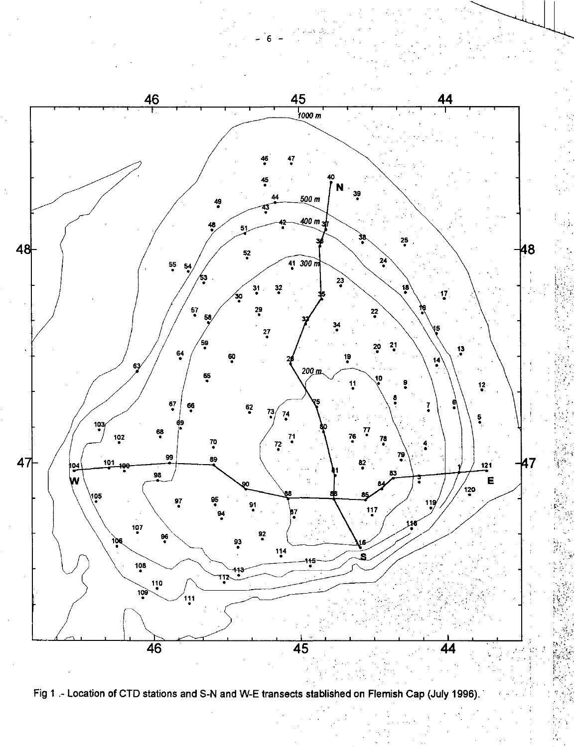Fig 1 .- Location of CTD stations and S-N and W-E transects stablished on Flemish Cap (July 1996).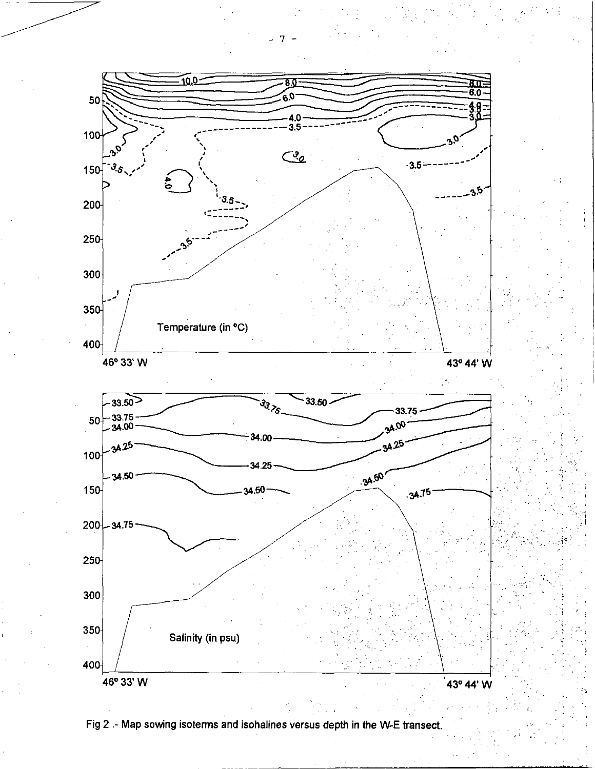Fig 2 .- Map sowing isoterms and isohalines versus depth in the W-E transect.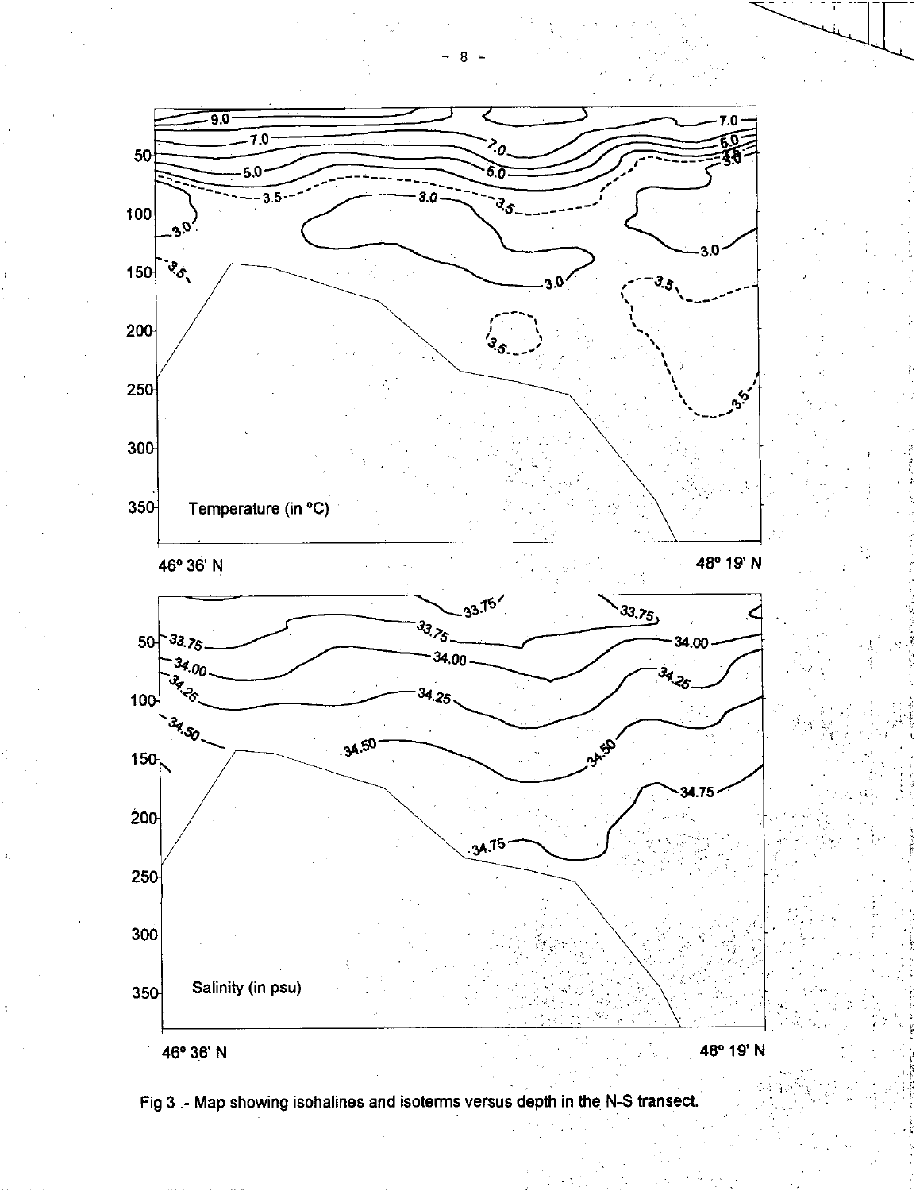Fig 3 .- Map showing isohalines and isoterms versus depth in the N-S transect.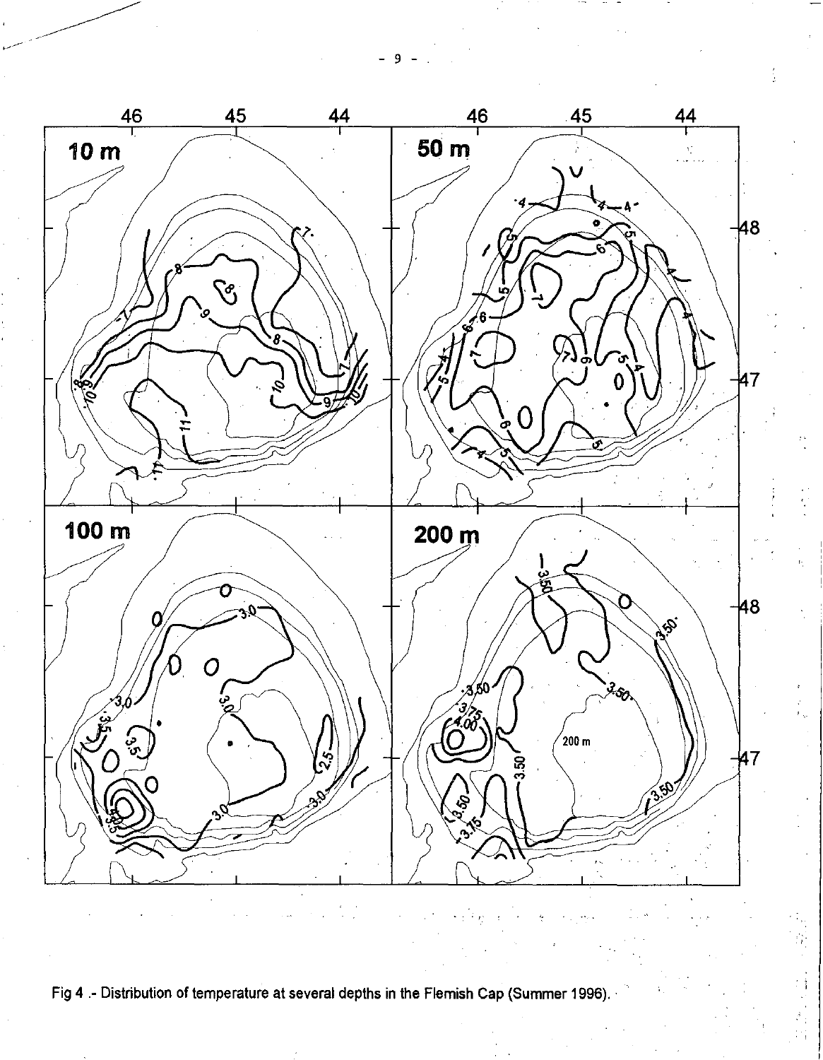Fig 4 .- Distribution of temperature at several depths in the Flemish Cap (Summer 1996).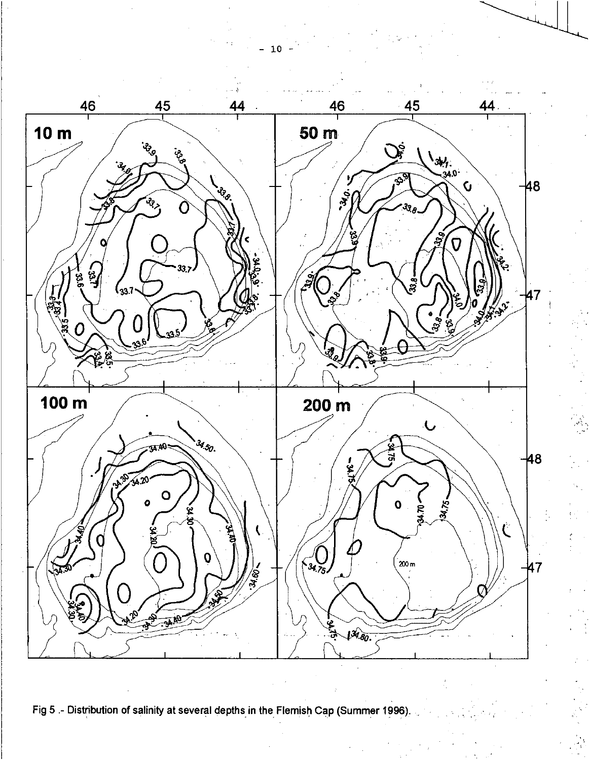Fig 5 .- Distribution of salinity at several depths in the Flemish Cap (Summer 1996).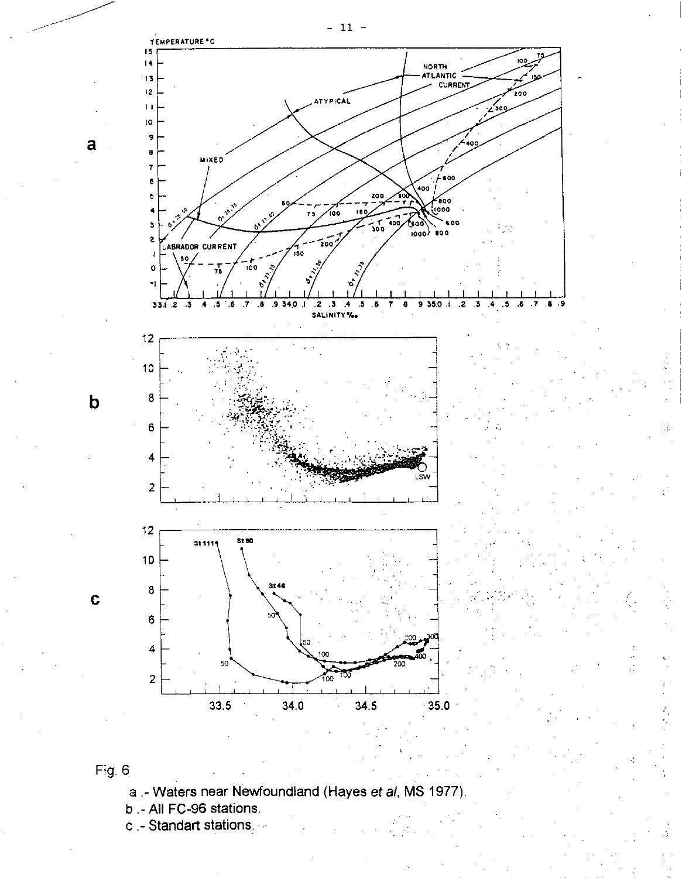Fig. 6

a .- Waters near Newfoundland (Hayes *et al*, MS 1977).

b .- All FC-96 stations.

c .- Standart stations.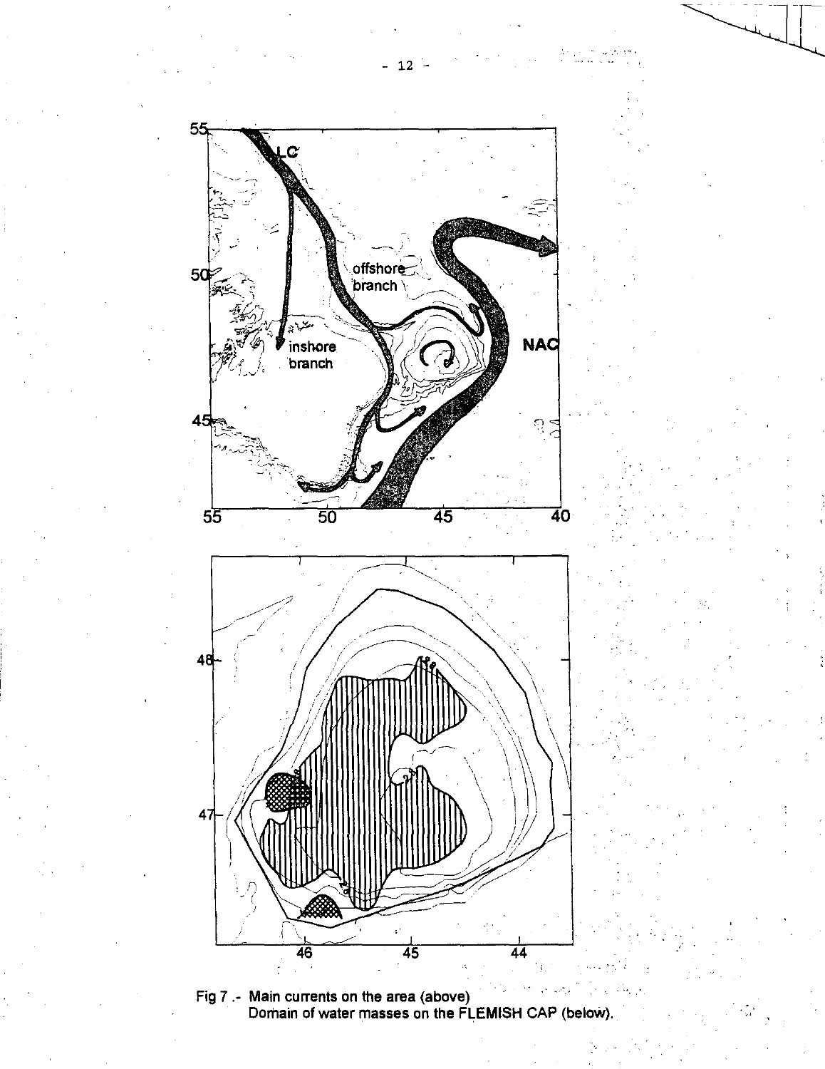Fig 7 .- Main currents on the area (above)
Domain of water masses on the FLEMISH CAP (below).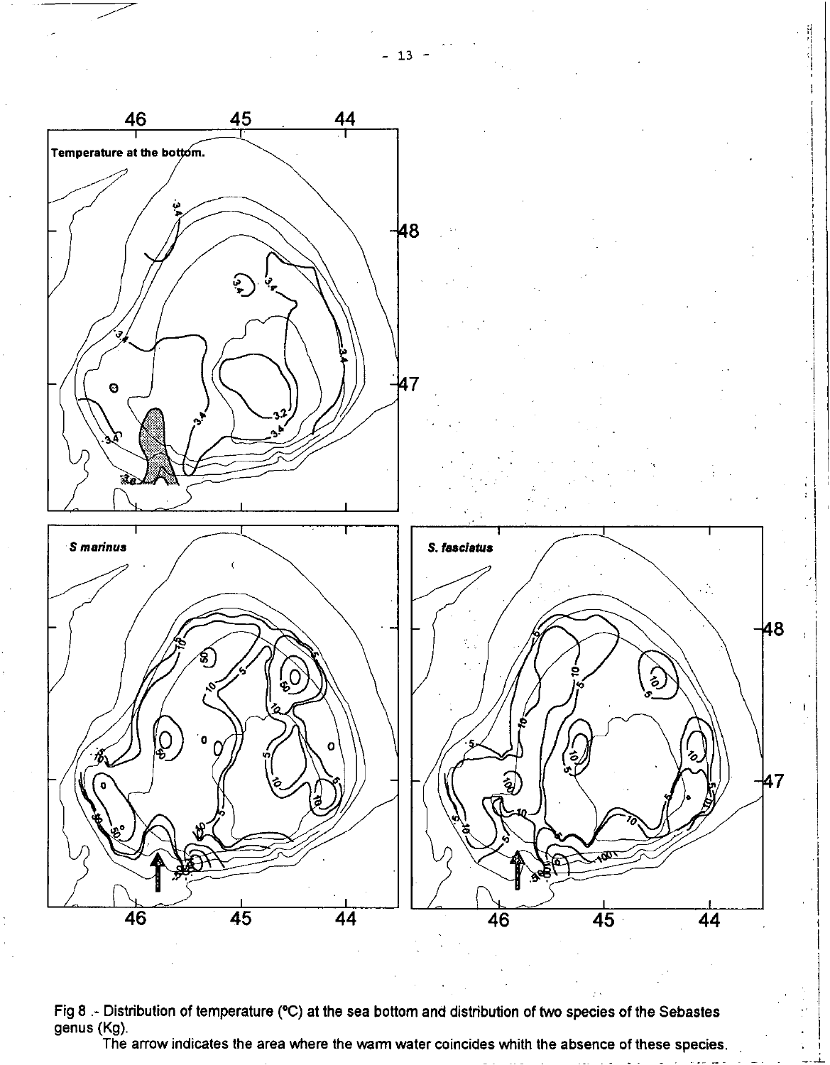Temperature at the bottom.

46 45 44

48

47

3.4

3.2

3.6

S marinus

S. fasciatus

46 45 44

Fig 8 .- Distribution of temperature (ºC) at the sea bottom and distribution of two species of the Sebastes genus (Kg).

The arrow indicates the area where the warm water coincides whith the absence of these species.